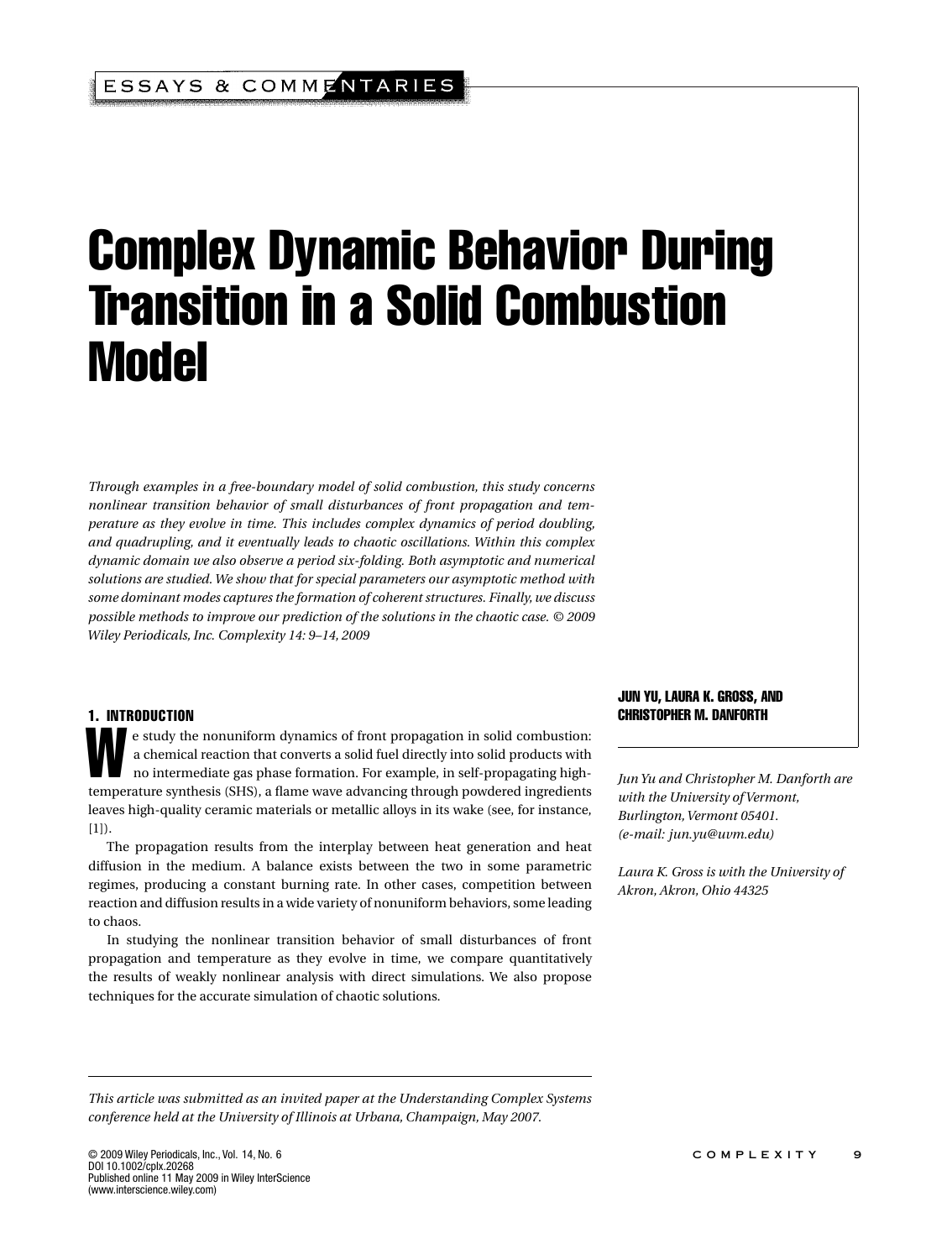# Complex Dynamic Behavior During Transition in a Solid Combustion Model

*Through examples in a free-boundary model of solid combustion, this study concerns nonlinear transition behavior of small disturbances of front propagation and temperature as they evolve in time. This includes complex dynamics of period doubling, and quadrupling, and it eventually leads to chaotic oscillations. Within this complex dynamic domain we also observe a period six-folding. Both asymptotic and numerical solutions are studied. We show that for special parameters our asymptotic method with some dominant modes captures the formation of coherent structures. Finally, we discuss possible methods to improve our prediction of the solutions in the chaotic case. © 2009 Wiley Periodicals, Inc. Complexity 14: 9–14, 2009*

**JUN YU, LAURA K. GROSS, AND CHRISTOPHER M. DANFORTH**

*Jun Yu and Christopher M. Danforth are with the University of Vermont, Burlington, Vermont 05401. (e-mail: jun.yu@uvm.edu)*

*Laura K. Gross is with the University of Akron, Akron, Ohio 44325*

## 1. INTRODUCTION

We study the nonuniform dynamics of front propagation in solid combustion: a chemical reaction that converts a solid fuel directly into solid products with no intermediate gas phase formation. For example, in self-propagating high-temperature synthesis (SHS), a flame wave advancing through powdered ingredients leaves high-quality ceramic materials or metallic alloys in its wake (see, for instance, [1]).

The propagation results from the interplay between heat generation and heat diffusion in the medium. A balance exists between the two in some parametric regimes, producing a constant burning rate. In other cases, competition between reaction and diffusion results in a wide variety of nonuniform behaviors, some leading to chaos.

In studying the nonlinear transition behavior of small disturbances of front propagation and temperature as they evolve in time, we compare quantitatively the results of weakly nonlinear analysis with direct simulations. We also propose techniques for the accurate simulation of chaotic solutions.

*This article was submitted as an invited paper at the Understanding Complex Systems conference held at the University of Illinois at Urbana, Champaign, May 2007.*

© 2009 Wiley Periodicals, Inc., Vol. 14, No. 6
DOI 10.1002/cplx.20268
Published online 11 May 2009 in Wiley InterScience (www.interscience.wiley.com)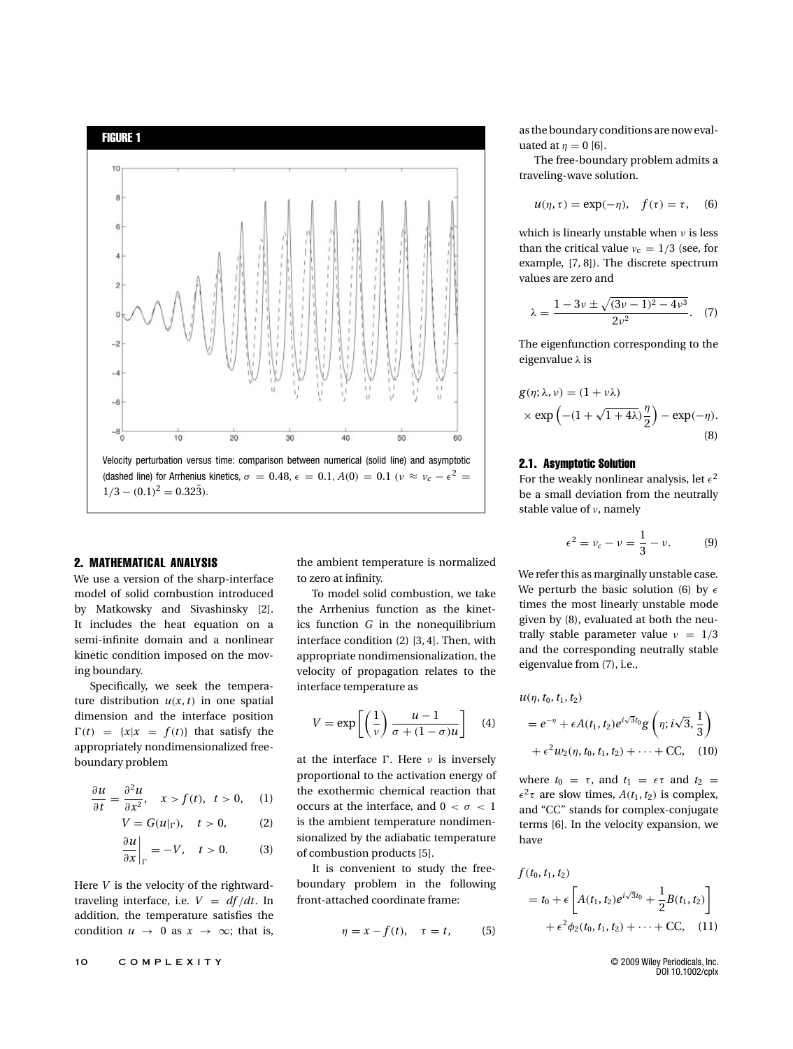**FIGURE 1**

Velocity perturbation versus time: comparison between numerical (solid line) and asymptotic (dashed line) for Arrhenius kinetics, $\sigma = 0.48$, $\epsilon = 0.1$, $A(0) = 0.1$ ($\nu \approx \nu_c - \epsilon^2 = 1/3 - (0.1)^2 = 0.32\bar{3}$).

## 2. MATHEMATICAL ANALYSIS

We use a version of the sharp-interface model of solid combustion introduced by Matkowsky and Sivashinsky [2]. It includes the heat equation on a semi-infinite domain and a nonlinear kinetic condition imposed on the moving boundary.

Specifically, we seek the temperature distribution $u(x, t)$ in one spatial dimension and the interface position $\Gamma(t) = \{x | x = f(t)\}$ that satisfy the appropriately nondimensionalized free-boundary problem

$$\frac{\partial u}{\partial t} = \frac{\partial^2 u}{\partial x^2}, \quad x > f(t), \quad t > 0, \qquad (1)$$

$$V = G(u|_\Gamma), \quad t > 0, \qquad (2)$$

$$\left.\frac{\partial u}{\partial x}\right|_\Gamma = -V, \quad t > 0. \qquad (3)$$

Here $V$ is the velocity of the rightward-traveling interface, i.e. $V = df/dt$. In addition, the temperature satisfies the condition $u \to 0$ as $x \to \infty$; that is, the ambient temperature is normalized to zero at infinity.

To model solid combustion, we take the Arrhenius function as the kinetics function $G$ in the nonequilibrium interface condition (2) [3, 4]. Then, with appropriate nondimensionalization, the velocity of propagation relates to the interface temperature as

$$V = \exp\left[\left(\frac{1}{\nu}\right)\frac{u - 1}{\sigma + (1 - \sigma)u}\right] \qquad (4)$$

at the interface $\Gamma$. Here $\nu$ is inversely proportional to the activation energy of the exothermic chemical reaction that occurs at the interface, and $0 < \sigma < 1$ is the ambient temperature nondimensionalized by the adiabatic temperature of combustion products [5].

It is convenient to study the free-boundary problem in the following front-attached coordinate frame:

$$\eta = x - f(t), \quad \tau = t, \qquad (5)$$

as the boundary conditions are now evaluated at $\eta = 0$ [6].

The free-boundary problem admits a traveling-wave solution.

$$u(\eta, \tau) = \exp(-\eta), \quad f(\tau) = \tau, \qquad (6)$$

which is linearly unstable when $\nu$ is less than the critical value $\nu_c = 1/3$ (see, for example, [7, 8]). The discrete spectrum values are zero and

$$\lambda = \frac{1 - 3\nu \pm \sqrt{(3\nu - 1)^2 - 4\nu^3}}{2\nu^2}. \qquad (7)$$

The eigenfunction corresponding to the eigenvalue $\lambda$ is

$$g(\eta; \lambda, \nu) = (1 + \nu\lambda) \times \exp\left(-(1 + \sqrt{1 + 4\lambda})\frac{\eta}{2}\right) - \exp(-\eta). \qquad (8)$$

### 2.1. Asymptotic Solution

For the weakly nonlinear analysis, let $\epsilon^2$ be a small deviation from the neutrally stable value of $\nu$, namely

$$\epsilon^2 = \nu_c - \nu = \frac{1}{3} - \nu. \qquad (9)$$

We refer this as marginally unstable case. We perturb the basic solution (6) by $\epsilon$ times the most linearly unstable mode given by (8), evaluated at both the neutrally stable parameter value $\nu = 1/3$ and the corresponding neutrally stable eigenvalue from (7), i.e.,

$$\begin{aligned} u(\eta, t_0, t_1, t_2) &= e^{-\eta} + \epsilon A(t_1, t_2) e^{i\sqrt{3}t_0} g\left(\eta; i\sqrt{3}, \frac{1}{3}\right) \\ &\quad + \epsilon^2 w_2(\eta, t_0, t_1, t_2) + \cdots + \text{CC}, \end{aligned} \qquad (10)$$

where $t_0 = \tau$, and $t_1 = \epsilon\tau$ and $t_2 = \epsilon^2\tau$ are slow times, $A(t_1, t_2)$ is complex, and "CC" stands for complex-conjugate terms [6]. In the velocity expansion, we have

$$\begin{aligned} f(t_0, t_1, t_2) &= t_0 + \epsilon\left[A(t_1, t_2) e^{i\sqrt{3}t_0} + \frac{1}{2}B(t_1, t_2)\right] \\ &\quad + \epsilon^2 \phi_2(t_0, t_1, t_2) + \cdots + \text{CC}, \end{aligned} \qquad (11)$$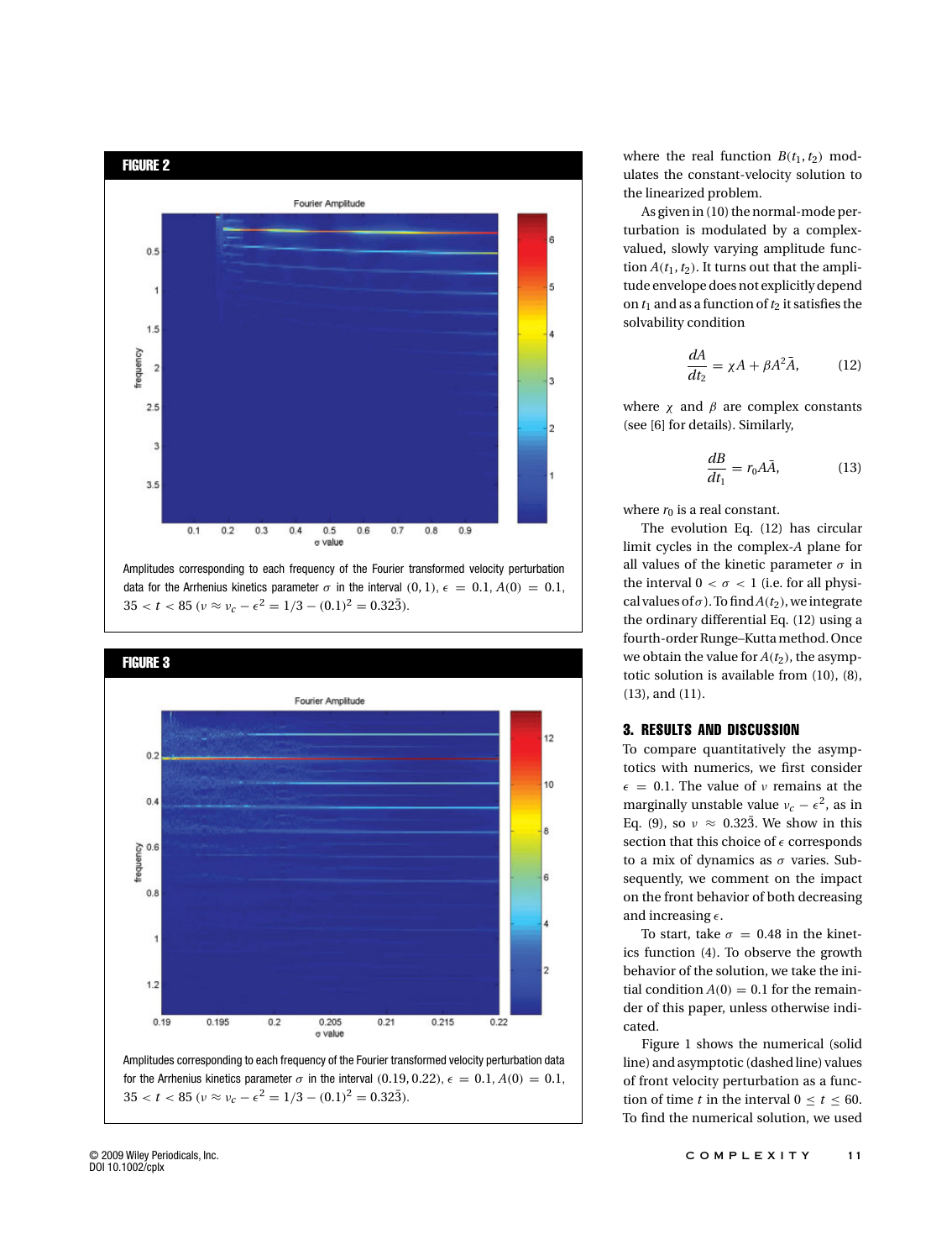**FIGURE 2**

Amplitudes corresponding to each frequency of the Fourier transformed velocity perturbation data for the Arrhenius kinetics parameter $\sigma$ in the interval $(0, 1)$, $\epsilon = 0.1$, $A(0) = 0.1$, $35 < t < 85$ ($\nu \approx \nu_c - \epsilon^2 = 1/3 - (0.1)^2 = 0.32\bar{3}$).

**FIGURE 3**

Amplitudes corresponding to each frequency of the Fourier transformed velocity perturbation data for the Arrhenius kinetics parameter $\sigma$ in the interval $(0.19, 0.22)$, $\epsilon = 0.1$, $A(0) = 0.1$, $35 < t < 85$ ($\nu \approx \nu_c - \epsilon^2 = 1/3 - (0.1)^2 = 0.32\bar{3}$).

where the real function $B(t_1, t_2)$ modulates the constant-velocity solution to the linearized problem.

As given in (10) the normal-mode perturbation is modulated by a complex-valued, slowly varying amplitude function $A(t_1, t_2)$. It turns out that the amplitude envelope does not explicitly depend on $t_1$ and as a function of $t_2$ it satisfies the solvability condition

$$\frac{dA}{dt_2} = \chi A + \beta A^2 \bar{A}, \tag{12}$$

where $\chi$ and $\beta$ are complex constants (see [6] for details). Similarly,

$$\frac{dB}{dt_1} = r_0 A \bar{A}, \tag{13}$$

where $r_0$ is a real constant.

The evolution Eq. (12) has circular limit cycles in the complex-$A$ plane for all values of the kinetic parameter $\sigma$ in the interval $0 < \sigma < 1$ (i.e. for all physical values of $\sigma$). To find $A(t_2)$, we integrate the ordinary differential Eq. (12) using a fourth-order Runge–Kutta method. Once we obtain the value for $A(t_2)$, the asymptotic solution is available from (10), (8), (13), and (11).

## 3. RESULTS AND DISCUSSION

To compare quantitatively the asymptotics with numerics, we first consider $\epsilon = 0.1$. The value of $\nu$ remains at the marginally unstable value $\nu_c - \epsilon^2$, as in Eq. (9), so $\nu \approx 0.32\bar{3}$. We show in this section that this choice of $\epsilon$ corresponds to a mix of dynamics as $\sigma$ varies. Subsequently, we comment on the impact on the front behavior of both decreasing and increasing $\epsilon$.

To start, take $\sigma = 0.48$ in the kinetics function (4). To observe the growth behavior of the solution, we take the initial condition $A(0) = 0.1$ for the remainder of this paper, unless otherwise indicated.

Figure 1 shows the numerical (solid line) and asymptotic (dashed line) values of front velocity perturbation as a function of time $t$ in the interval $0 \leq t \leq 60$. To find the numerical solution, we used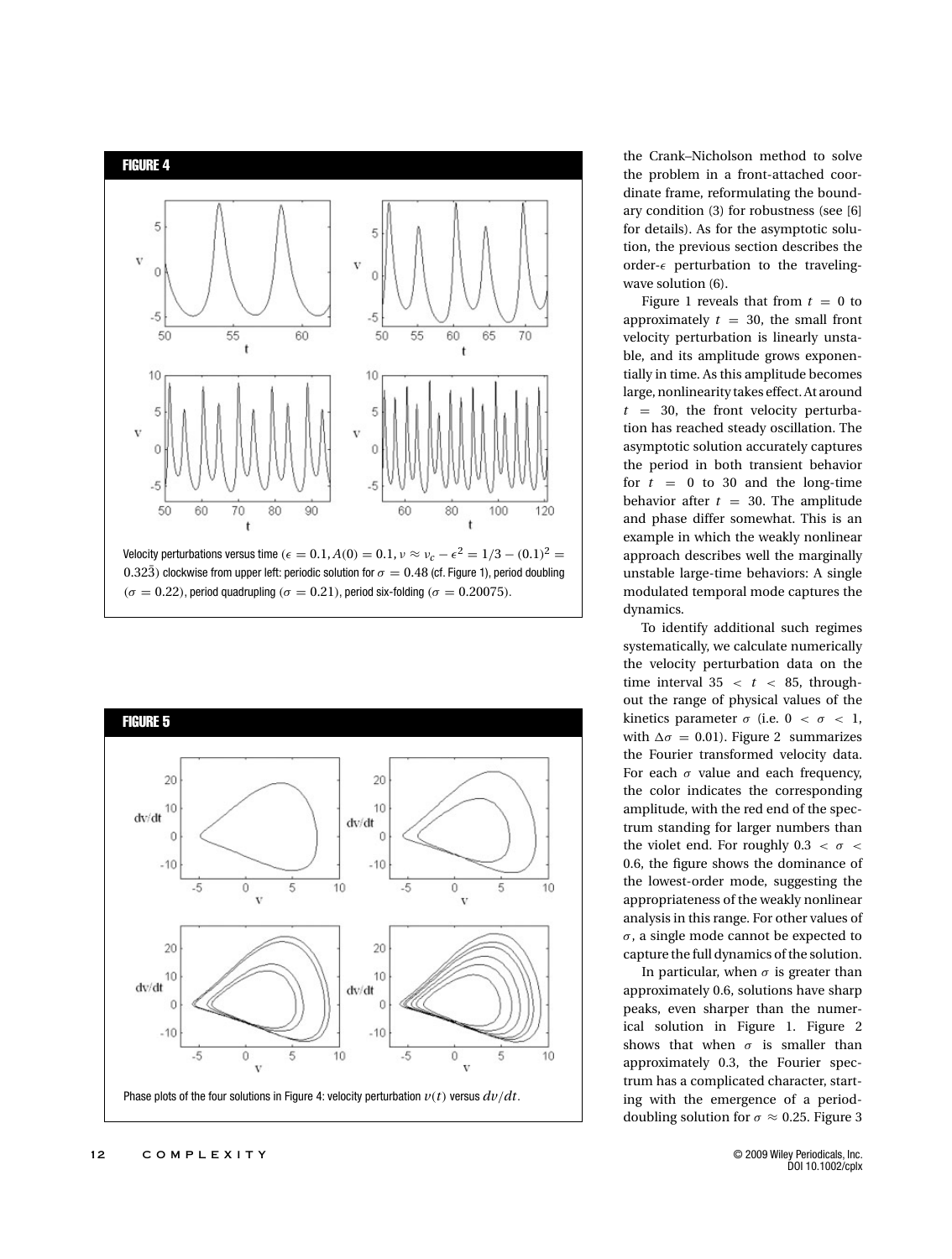**FIGURE 4**

Velocity perturbations versus time ($\epsilon = 0.1, A(0) = 0.1, \nu \approx \nu_c - \epsilon^2 = 1/3 - (0.1)^2 = 0.32\bar{3}$) clockwise from upper left: periodic solution for $\sigma = 0.48$ (cf. Figure 1), period doubling ($\sigma = 0.22$), period quadrupling ($\sigma = 0.21$), period six-folding ($\sigma = 0.20075$).

**FIGURE 5**

Phase plots of the four solutions in Figure 4: velocity perturbation $v(t)$ versus $dv/dt$.

the Crank–Nicholson method to solve the problem in a front-attached coordinate frame, reformulating the boundary condition (3) for robustness (see [6] for details). As for the asymptotic solution, the previous section describes the order-$\epsilon$ perturbation to the traveling-wave solution (6).

Figure 1 reveals that from $t = 0$ to approximately $t = 30$, the small front velocity perturbation is linearly unstable, and its amplitude grows exponentially in time. As this amplitude becomes large, nonlinearity takes effect. At around $t = 30$, the front velocity perturbation has reached steady oscillation. The asymptotic solution accurately captures the period in both transient behavior for $t = 0$ to 30 and the long-time behavior after $t = 30$. The amplitude and phase differ somewhat. This is an example in which the weakly nonlinear approach describes well the marginally unstable large-time behaviors: A single modulated temporal mode captures the dynamics.

To identify additional such regimes systematically, we calculate numerically the velocity perturbation data on the time interval $35 < t < 85$, throughout the range of physical values of the kinetics parameter $\sigma$ (i.e. $0 < \sigma < 1$, with $\Delta\sigma = 0.01$). Figure 2 summarizes the Fourier transformed velocity data. For each $\sigma$ value and each frequency, the color indicates the corresponding amplitude, with the red end of the spectrum standing for larger numbers than the violet end. For roughly $0.3 < \sigma < 0.6$, the figure shows the dominance of the lowest-order mode, suggesting the appropriateness of the weakly nonlinear analysis in this range. For other values of $\sigma$, a single mode cannot be expected to capture the full dynamics of the solution.

In particular, when $\sigma$ is greater than approximately 0.6, solutions have sharp peaks, even sharper than the numerical solution in Figure 1. Figure 2 shows that when $\sigma$ is smaller than approximately 0.3, the Fourier spectrum has a complicated character, starting with the emergence of a period-doubling solution for $\sigma \approx 0.25$. Figure 3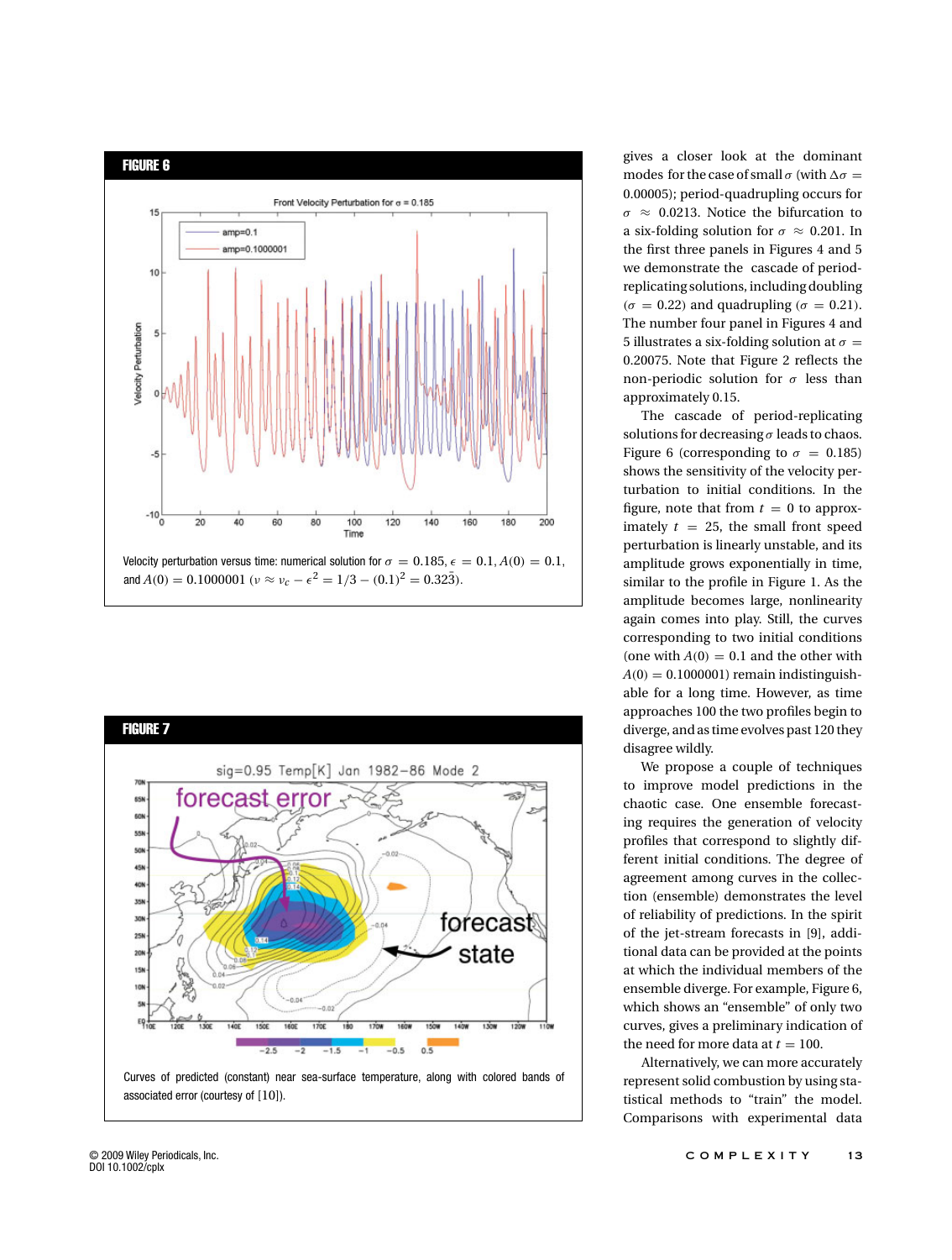**FIGURE 6**

Velocity perturbation versus time: numerical solution for $\sigma = 0.185$, $\epsilon = 0.1$, $A(0) = 0.1$, and $A(0) = 0.1000001$ ($\nu \approx \nu_c - \epsilon^2 = 1/3 - (0.1)^2 = 0.32\bar{3}$).

**FIGURE 7**

Curves of predicted (constant) near sea-surface temperature, along with colored bands of associated error (courtesy of [10]).

gives a closer look at the dominant modes for the case of small $\sigma$ (with $\Delta\sigma = 0.00005$); period-quadrupling occurs for $\sigma \approx 0.0213$. Notice the bifurcation to a six-folding solution for $\sigma \approx 0.201$. In the first three panels in Figures 4 and 5 we demonstrate the cascade of period-replicating solutions, including doubling ($\sigma = 0.22$) and quadrupling ($\sigma = 0.21$). The number four panel in Figures 4 and 5 illustrates a six-folding solution at $\sigma = 0.20075$. Note that Figure 2 reflects the non-periodic solution for $\sigma$ less than approximately 0.15.

The cascade of period-replicating solutions for decreasing $\sigma$ leads to chaos. Figure 6 (corresponding to $\sigma = 0.185$) shows the sensitivity of the velocity perturbation to initial conditions. In the figure, note that from $t = 0$ to approximately $t = 25$, the small front speed perturbation is linearly unstable, and its amplitude grows exponentially in time, similar to the profile in Figure 1. As the amplitude becomes large, nonlinearity again comes into play. Still, the curves corresponding to two initial conditions (one with $A(0) = 0.1$ and the other with $A(0) = 0.1000001$) remain indistinguishable for a long time. However, as time approaches 100 the two profiles begin to diverge, and as time evolves past 120 they disagree wildly.

We propose a couple of techniques to improve model predictions in the chaotic case. One ensemble forecasting requires the generation of velocity profiles that correspond to slightly different initial conditions. The degree of agreement among curves in the collection (ensemble) demonstrates the level of reliability of predictions. In the spirit of the jet-stream forecasts in [9], additional data can be provided at the points at which the individual members of the ensemble diverge. For example, Figure 6, which shows an "ensemble" of only two curves, gives a preliminary indication of the need for more data at $t = 100$.

Alternatively, we can more accurately represent solid combustion by using statistical methods to "train" the model. Comparisons with experimental data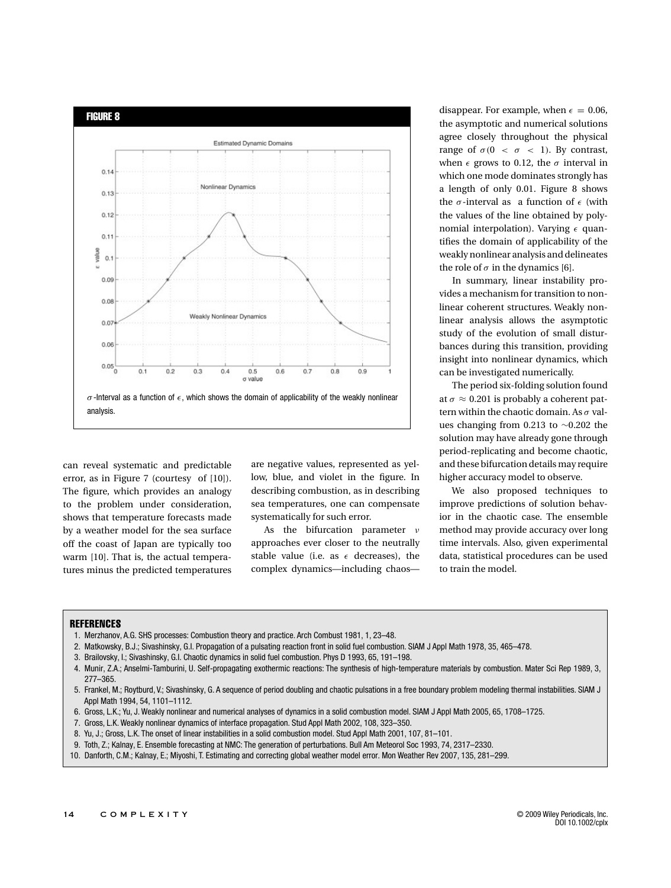**FIGURE 8**

Estimated Dynamic Domains

Nonlinear Dynamics

Weakly Nonlinear Dynamics

ε value

0.05
0.06
0.07
0.08
0.09
0.1
0.11
0.12
0.13
0.14

σ value

0
0.1
0.2
0.3
0.4
0.5
0.6
0.7
0.8
0.9
1

$\sigma$-Interval as a function of $\epsilon$, which shows the domain of applicability of the weakly nonlinear analysis.

can reveal systematic and predictable error, as in Figure 7 (courtesy of [10]). The figure, which provides an analogy to the problem under consideration, shows that temperature forecasts made by a weather model for the sea surface off the coast of Japan are typically too warm [10]. That is, the actual temperatures minus the predicted temperatures are negative values, represented as yellow, blue, and violet in the figure. In describing combustion, as in describing sea temperatures, one can compensate systematically for such error.

As the bifurcation parameter $\nu$ approaches ever closer to the neutrally stable value (i.e. as $\epsilon$ decreases), the complex dynamics—including chaos—disappear. For example, when $\epsilon = 0.06$, the asymptotic and numerical solutions agree closely throughout the physical range of $\sigma (0 < \sigma < 1)$. By contrast, when $\epsilon$ grows to 0.12, the $\sigma$ interval in which one mode dominates strongly has a length of only 0.01. Figure 8 shows the $\sigma$-interval as a function of $\epsilon$ (with the values of the line obtained by polynomial interpolation). Varying $\epsilon$ quantifies the domain of applicability of the weakly nonlinear analysis and delineates the role of $\sigma$ in the dynamics [6].

In summary, linear instability provides a mechanism for transition to nonlinear coherent structures. Weakly nonlinear analysis allows the asymptotic study of the evolution of small disturbances during this transition, providing insight into nonlinear dynamics, which can be investigated numerically.

The period six-folding solution found at $\sigma \approx 0.201$ is probably a coherent pattern within the chaotic domain. As $\sigma$ values changing from 0.213 to $\sim$0.202 the solution may have already gone through period-replicating and become chaotic, and these bifurcation details may require higher accuracy model to observe.

We also proposed techniques to improve predictions of solution behavior in the chaotic case. The ensemble method may provide accuracy over long time intervals. Also, given experimental data, statistical procedures can be used to train the model.

## REFERENCES

1. Merzhanov, A.G. SHS processes: Combustion theory and practice. Arch Combust 1981, 1, 23–48.
2. Matkowsky, B.J.; Sivashinsky, G.I. Propagation of a pulsating reaction front in solid fuel combustion. SIAM J Appl Math 1978, 35, 465–478.
3. Brailovsky, I.; Sivashinsky, G.I. Chaotic dynamics in solid fuel combustion. Phys D 1993, 65, 191–198.
4. Munir, Z.A.; Anselmi-Tamburini, U. Self-propagating exothermic reactions: The synthesis of high-temperature materials by combustion. Mater Sci Rep 1989, 3, 277–365.
5. Frankel, M.; Roytburd, V.; Sivashinsky, G. A sequence of period doubling and chaotic pulsations in a free boundary problem modeling thermal instabilities. SIAM J Appl Math 1994, 54, 1101–1112.
6. Gross, L.K.; Yu, J. Weakly nonlinear and numerical analyses of dynamics in a solid combustion model. SIAM J Appl Math 2005, 65, 1708–1725.
7. Gross, L.K. Weakly nonlinear dynamics of interface propagation. Stud Appl Math 2002, 108, 323–350.
8. Yu, J.; Gross, L.K. The onset of linear instabilities in a solid combustion model. Stud Appl Math 2001, 107, 81–101.
9. Toth, Z.; Kalnay, E. Ensemble forecasting at NMC: The generation of perturbations. Bull Am Meteorol Soc 1993, 74, 2317–2330.
10. Danforth, C.M.; Kalnay, E.; Miyoshi, T. Estimating and correcting global weather model error. Mon Weather Rev 2007, 135, 281–299.